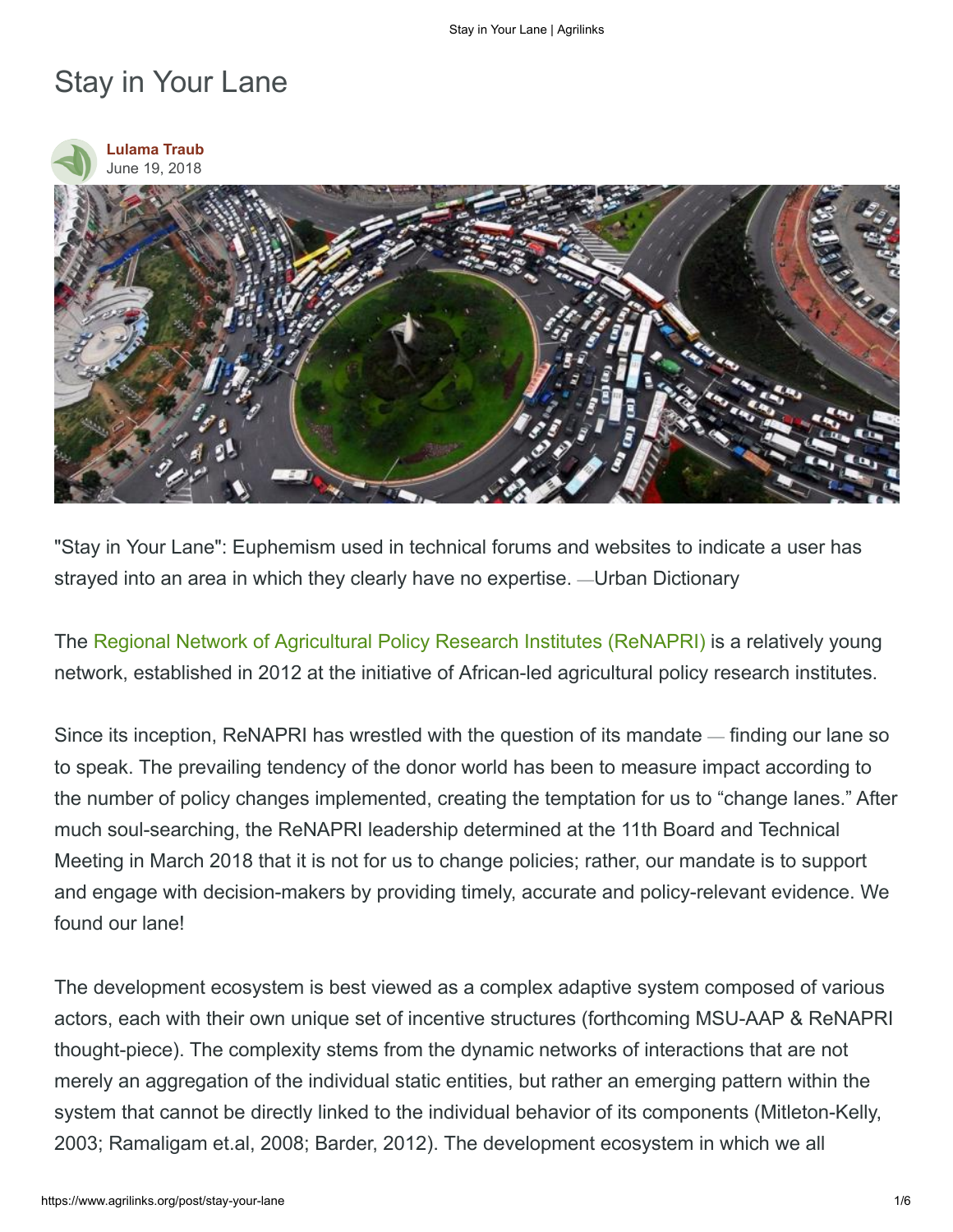# Stay in Your Lane

**Lulama Traub**
June 19, 2018

"Stay in Your Lane": Euphemism used in technical forums and websites to indicate a user has strayed into an area in which they clearly have no expertise. —Urban Dictionary

The Regional Network of Agricultural Policy Research Institutes (ReNAPRI) is a relatively young network, established in 2012 at the initiative of African-led agricultural policy research institutes.

Since its inception, ReNAPRI has wrestled with the question of its mandate — finding our lane so to speak. The prevailing tendency of the donor world has been to measure impact according to the number of policy changes implemented, creating the temptation for us to "change lanes." After much soul-searching, the ReNAPRI leadership determined at the 11th Board and Technical Meeting in March 2018 that it is not for us to change policies; rather, our mandate is to support and engage with decision-makers by providing timely, accurate and policy-relevant evidence. We found our lane!

The development ecosystem is best viewed as a complex adaptive system composed of various actors, each with their own unique set of incentive structures (forthcoming MSU-AAP & ReNAPRI thought-piece). The complexity stems from the dynamic networks of interactions that are not merely an aggregation of the individual static entities, but rather an emerging pattern within the system that cannot be directly linked to the individual behavior of its components (Mitleton-Kelly, 2003; Ramaligam et.al, 2008; Barder, 2012). The development ecosystem in which we all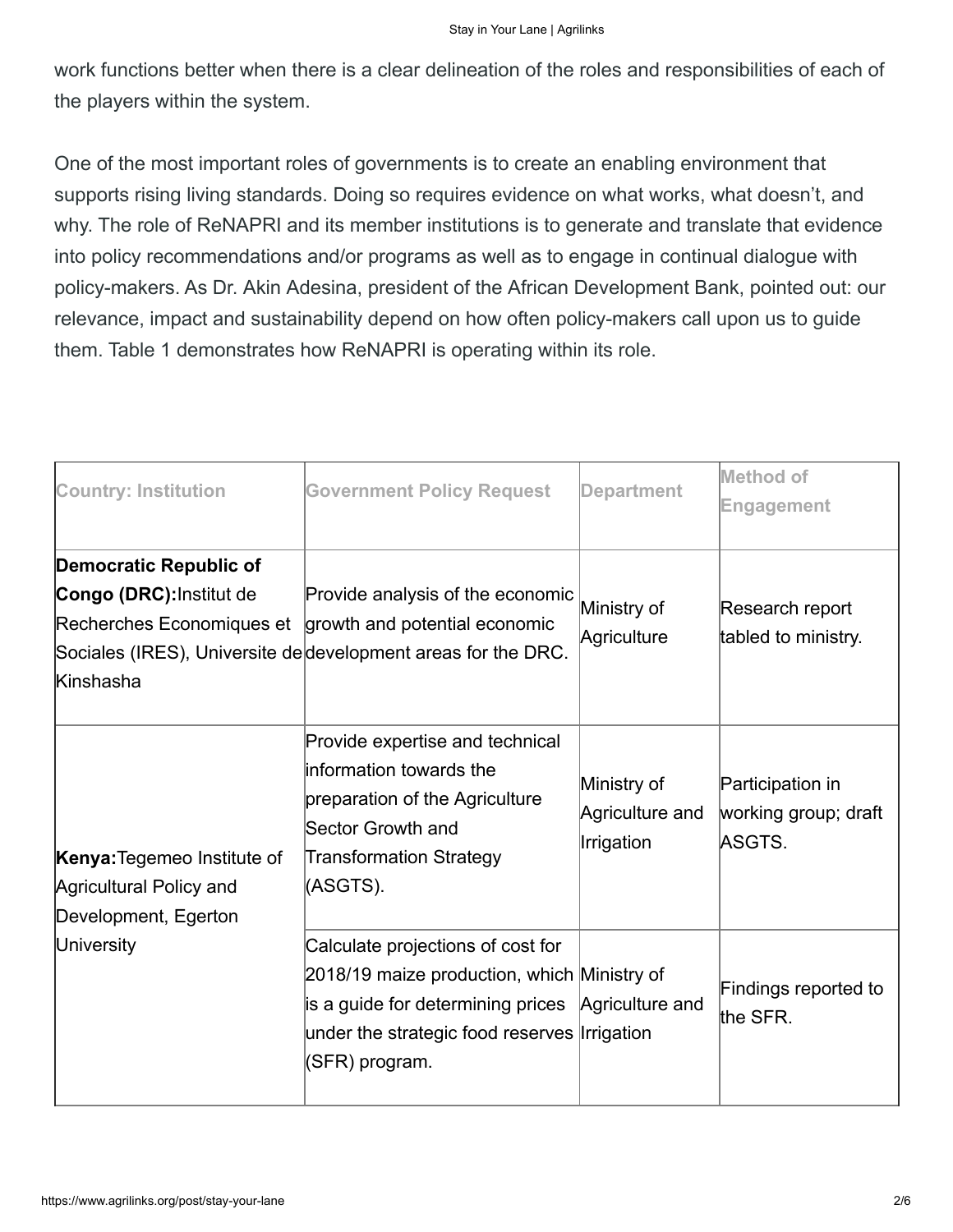work functions better when there is a clear delineation of the roles and responsibilities of each of the players within the system.

One of the most important roles of governments is to create an enabling environment that supports rising living standards. Doing so requires evidence on what works, what doesn't, and why. The role of ReNAPRI and its member institutions is to generate and translate that evidence into policy recommendations and/or programs as well as to engage in continual dialogue with policy-makers. As Dr. Akin Adesina, president of the African Development Bank, pointed out: our relevance, impact and sustainability depend on how often policy-makers call upon us to guide them. Table 1 demonstrates how ReNAPRI is operating within its role.

| Country: Institution | Government Policy Request | Department | Method of Engagement |
|---|---|---|---|
| **Democratic Republic of Congo (DRC):** Institut de Recherches Economiques et Sociales (IRES), Universite de Kinshasha | Provide analysis of the economic growth and potential economic development areas for the DRC. | Ministry of Agriculture | Research report tabled to ministry. |
| **Kenya:** Tegemeo Institute of Agricultural Policy and Development, Egerton University | Provide expertise and technical information towards the preparation of the Agriculture Sector Growth and Transformation Strategy (ASGTS). | Ministry of Agriculture and Irrigation | Participation in working group; draft ASGTS. |
| | Calculate projections of cost for 2018/19 maize production, which is a guide for determining prices under the strategic food reserves (SFR) program. | Ministry of Agriculture and Irrigation | Findings reported to the SFR. |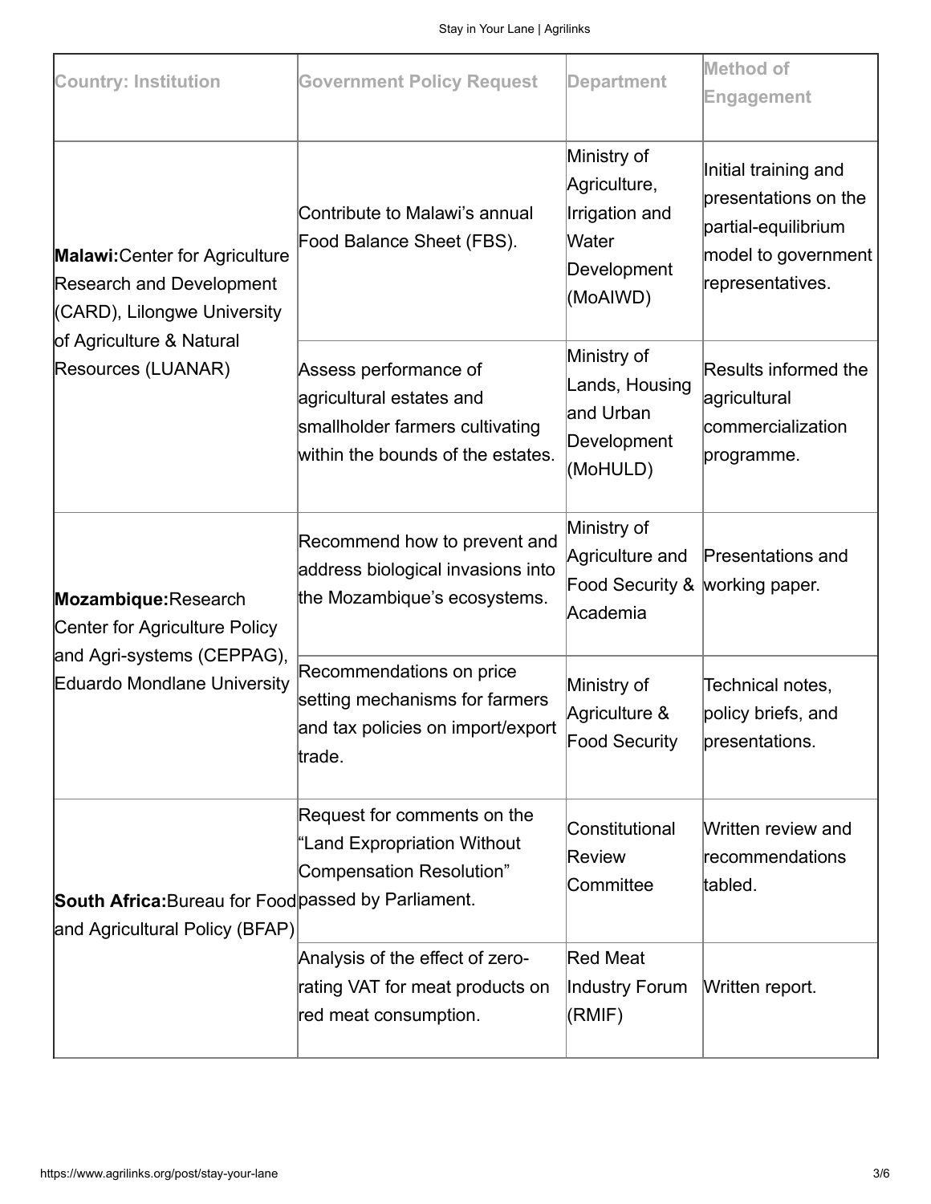| Country: Institution | Government Policy Request | Department | Method of Engagement |
| --- | --- | --- | --- |
| **Malawi:** Center for Agriculture Research and Development (CARD), Lilongwe University of Agriculture & Natural Resources (LUANAR) | Contribute to Malawi's annual Food Balance Sheet (FBS). | Ministry of Agriculture, Irrigation and Water Development (MoAIWD) | Initial training and presentations on the partial-equilibrium model to government representatives. |
| | Assess performance of agricultural estates and smallholder farmers cultivating within the bounds of the estates. | Ministry of Lands, Housing and Urban Development (MoHULD) | Results informed the agricultural commercialization programme. |
| **Mozambique:** Research Center for Agriculture Policy and Agri-systems (CEPPAG), Eduardo Mondlane University | Recommend how to prevent and address biological invasions into the Mozambique's ecosystems. | Ministry of Agriculture and Food Security & Academia | Presentations and working paper. |
| | Recommendations on price setting mechanisms for farmers and tax policies on import/export trade. | Ministry of Agriculture & Food Security | Technical notes, policy briefs, and presentations. |
| **South Africa:** Bureau for Food and Agricultural Policy (BFAP) | Request for comments on the "Land Expropriation Without Compensation Resolution" passed by Parliament. | Constitutional Review Committee | Written review and recommendations tabled. |
| | Analysis of the effect of zero-rating VAT for meat products on red meat consumption. | Red Meat Industry Forum (RMIF) | Written report. |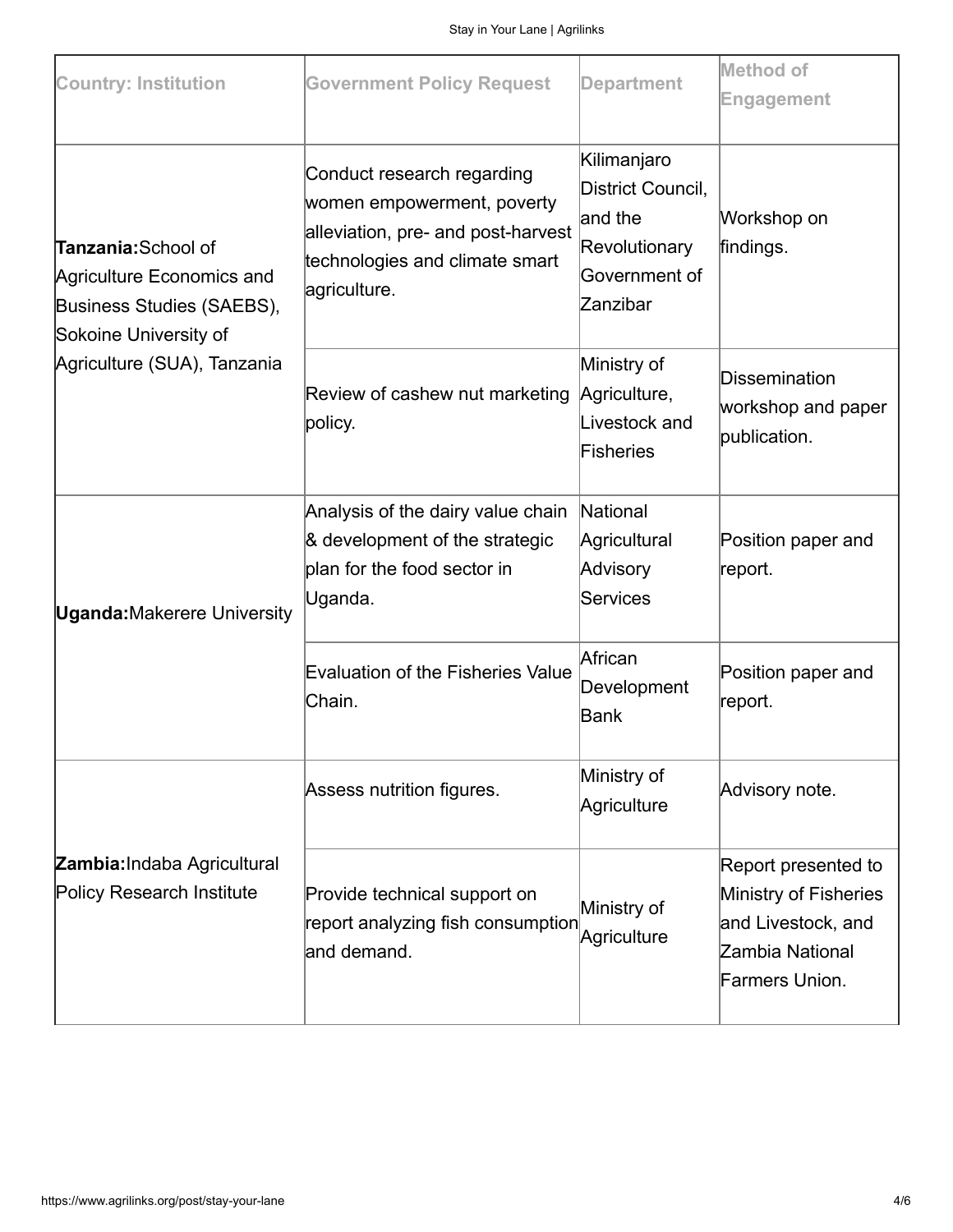| Country: Institution | Government Policy Request | Department | Method of Engagement |
|---|---|---|---|
| **Tanzania:** School of Agriculture Economics and Business Studies (SAEBS), Sokoine University of Agriculture (SUA), Tanzania | Conduct research regarding women empowerment, poverty alleviation, pre- and post-harvest technologies and climate smart agriculture. | Kilimanjaro District Council, and the Revolutionary Government of Zanzibar | Workshop on findings. |
| | Review of cashew nut marketing policy. | Ministry of Agriculture, Livestock and Fisheries | Dissemination workshop and paper publication. |
| **Uganda:** Makerere University | Analysis of the dairy value chain & development of the strategic plan for the food sector in Uganda. | National Agricultural Advisory Services | Position paper and report. |
| | Evaluation of the Fisheries Value Chain. | African Development Bank | Position paper and report. |
| **Zambia:** Indaba Agricultural Policy Research Institute | Assess nutrition figures. | Ministry of Agriculture | Advisory note. |
| | Provide technical support on report analyzing fish consumption and demand. | Ministry of Agriculture | Report presented to Ministry of Fisheries and Livestock, and Zambia National Farmers Union. |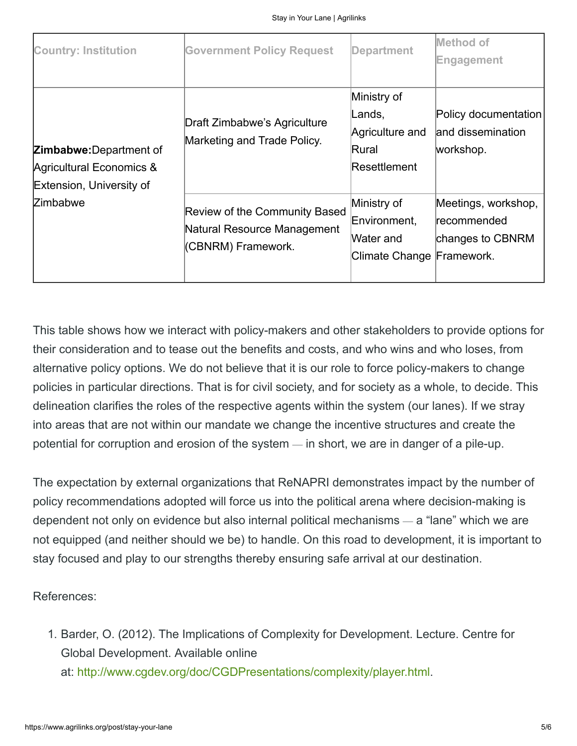| Country: Institution | Government Policy Request | Department | Method of Engagement |
|---|---|---|---|
| **Zimbabwe:** Department of Agricultural Economics & Extension, University of Zimbabwe | Draft Zimbabwe's Agriculture Marketing and Trade Policy. | Ministry of Lands, Agriculture and Rural Resettlement | Policy documentation and dissemination workshop. |
| | Review of the Community Based Natural Resource Management (CBNRM) Framework. | Ministry of Environment, Water and Climate Change | Meetings, workshop, recommended changes to CBNRM Framework. |

This table shows how we interact with policy-makers and other stakeholders to provide options for their consideration and to tease out the benefits and costs, and who wins and who loses, from alternative policy options. We do not believe that it is our role to force policy-makers to change policies in particular directions. That is for civil society, and for society as a whole, to decide. This delineation clarifies the roles of the respective agents within the system (our lanes). If we stray into areas that are not within our mandate we change the incentive structures and create the potential for corruption and erosion of the system — in short, we are in danger of a pile-up.

The expectation by external organizations that ReNAPRI demonstrates impact by the number of policy recommendations adopted will force us into the political arena where decision-making is dependent not only on evidence but also internal political mechanisms — a "lane" which we are not equipped (and neither should we be) to handle. On this road to development, it is important to stay focused and play to our strengths thereby ensuring safe arrival at our destination.

References:

1. Barder, O. (2012). The Implications of Complexity for Development. Lecture. Centre for Global Development. Available online at: http://www.cgdev.org/doc/CGDPresentations/complexity/player.html.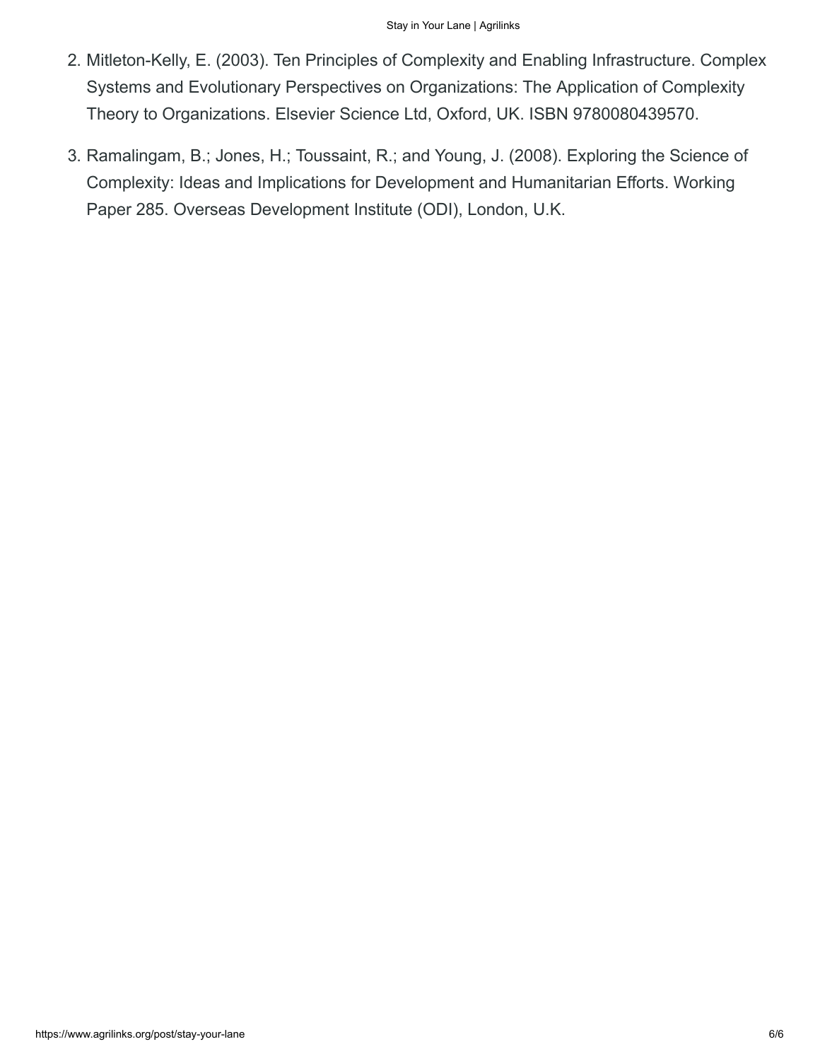2. Mitleton-Kelly, E. (2003). Ten Principles of Complexity and Enabling Infrastructure. Complex Systems and Evolutionary Perspectives on Organizations: The Application of Complexity Theory to Organizations. Elsevier Science Ltd, Oxford, UK. ISBN 9780080439570.

3. Ramalingam, B.; Jones, H.; Toussaint, R.; and Young, J. (2008). Exploring the Science of Complexity: Ideas and Implications for Development and Humanitarian Efforts. Working Paper 285. Overseas Development Institute (ODI), London, U.K.